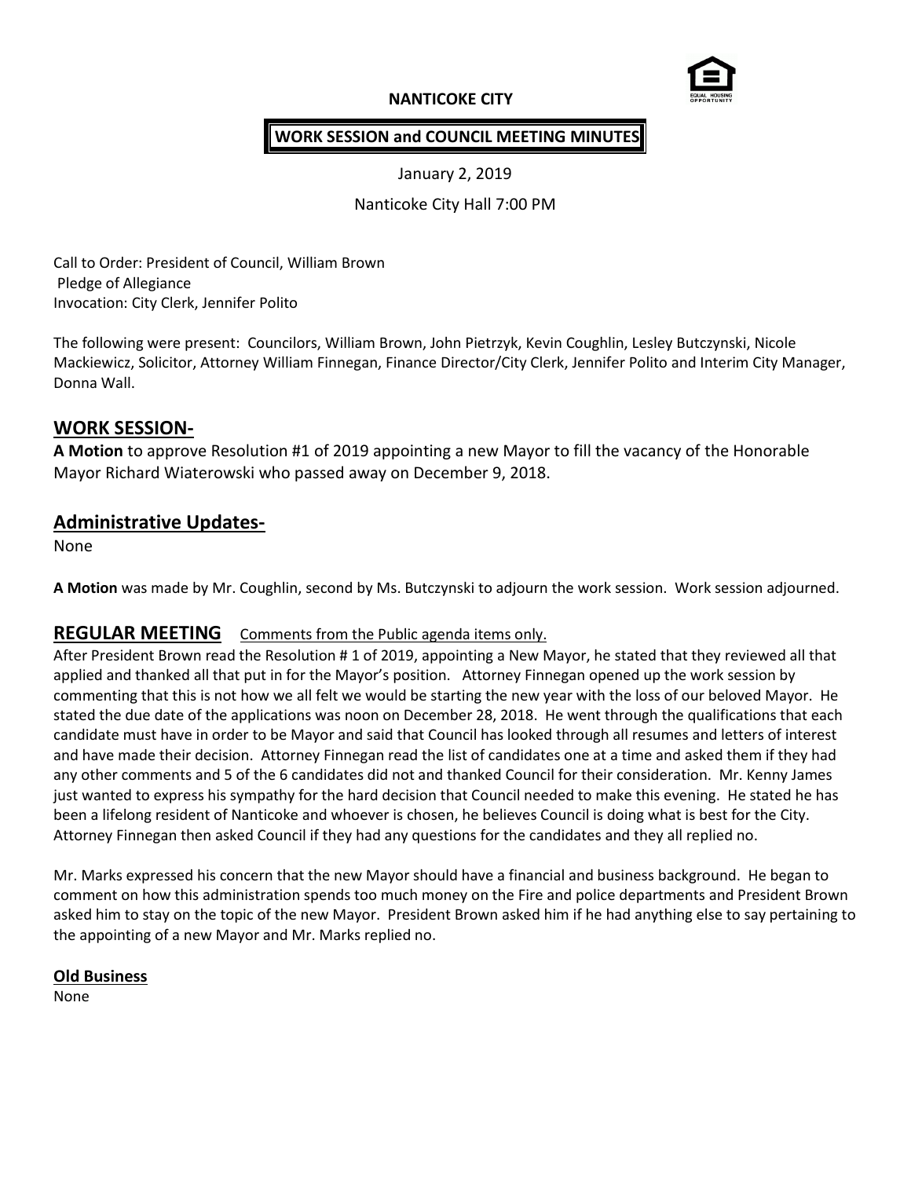**NANTICOKE CITY**

**WORK SESSION and COUNCIL MEETING MINUTES**

January 2, 2019

Nanticoke City Hall 7:00 PM

Call to Order: President of Council, William Brown
Pledge of Allegiance
Invocation: City Clerk, Jennifer Polito

The following were present: Councilors, William Brown, John Pietrzyk, Kevin Coughlin, Lesley Butczynski, Nicole Mackiewicz, Solicitor, Attorney William Finnegan, Finance Director/City Clerk, Jennifer Polito and Interim City Manager, Donna Wall.

## WORK SESSION-

**A Motion** to approve Resolution #1 of 2019 appointing a new Mayor to fill the vacancy of the Honorable Mayor Richard Wiaterowski who passed away on December 9, 2018.

## Administrative Updates-

None

**A Motion** was made by Mr. Coughlin, second by Ms. Butczynski to adjourn the work session. Work session adjourned.

## REGULAR MEETING Comments from the Public agenda items only.

After President Brown read the Resolution # 1 of 2019, appointing a New Mayor, he stated that they reviewed all that applied and thanked all that put in for the Mayor's position. Attorney Finnegan opened up the work session by commenting that this is not how we all felt we would be starting the new year with the loss of our beloved Mayor. He stated the due date of the applications was noon on December 28, 2018. He went through the qualifications that each candidate must have in order to be Mayor and said that Council has looked through all resumes and letters of interest and have made their decision. Attorney Finnegan read the list of candidates one at a time and asked them if they had any other comments and 5 of the 6 candidates did not and thanked Council for their consideration. Mr. Kenny James just wanted to express his sympathy for the hard decision that Council needed to make this evening. He stated he has been a lifelong resident of Nanticoke and whoever is chosen, he believes Council is doing what is best for the City. Attorney Finnegan then asked Council if they had any questions for the candidates and they all replied no.

Mr. Marks expressed his concern that the new Mayor should have a financial and business background. He began to comment on how this administration spends too much money on the Fire and police departments and President Brown asked him to stay on the topic of the new Mayor. President Brown asked him if he had anything else to say pertaining to the appointing of a new Mayor and Mr. Marks replied no.

**Old Business**

None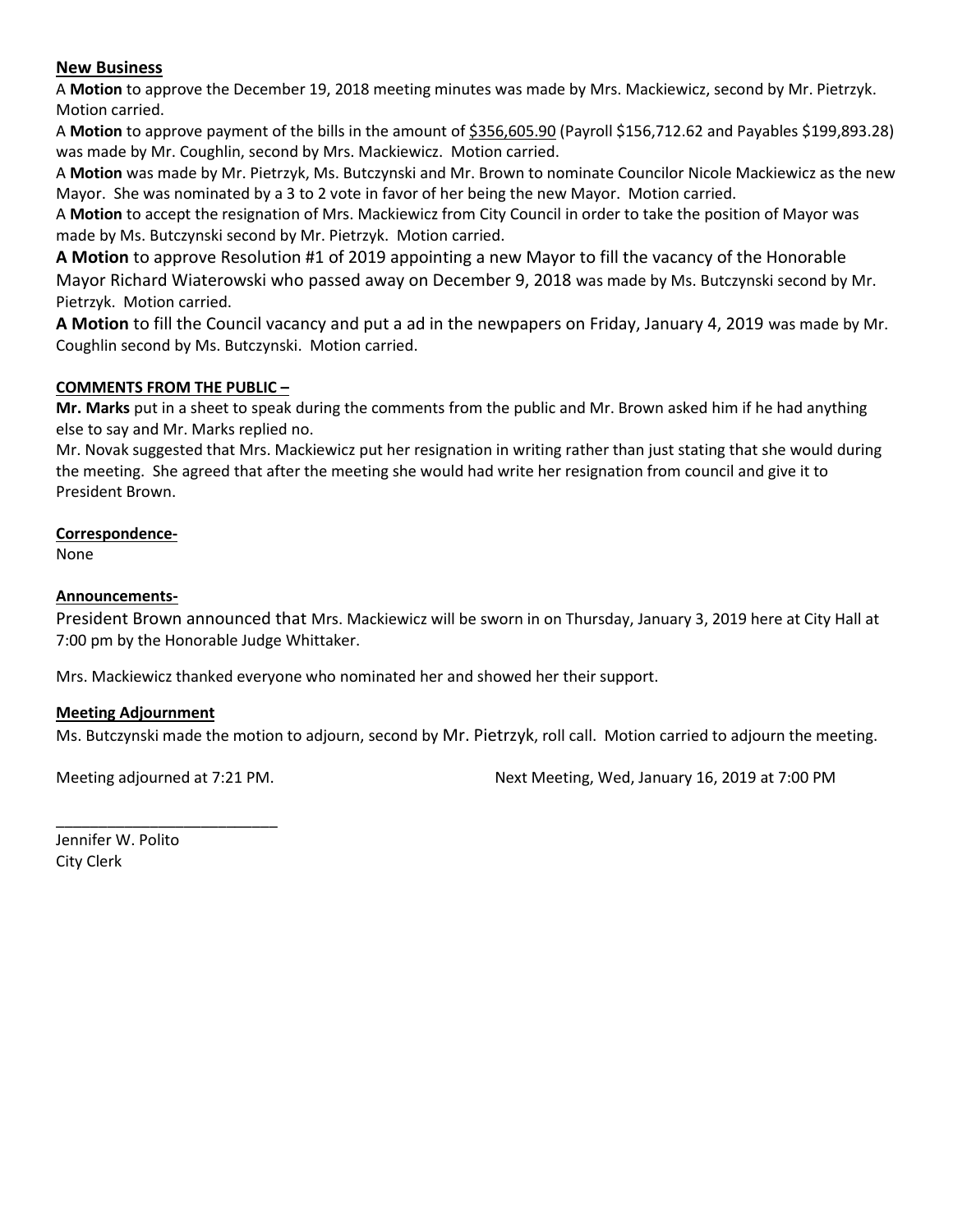## New Business

A **Motion** to approve the December 19, 2018 meeting minutes was made by Mrs. Mackiewicz, second by Mr. Pietrzyk. Motion carried.

A **Motion** to approve payment of the bills in the amount of $356,605.90 (Payroll $156,712.62 and Payables $199,893.28) was made by Mr. Coughlin, second by Mrs. Mackiewicz. Motion carried.

A **Motion** was made by Mr. Pietrzyk, Ms. Butczynski and Mr. Brown to nominate Councilor Nicole Mackiewicz as the new Mayor. She was nominated by a 3 to 2 vote in favor of her being the new Mayor. Motion carried.

A **Motion** to accept the resignation of Mrs. Mackiewicz from City Council in order to take the position of Mayor was made by Ms. Butczynski second by Mr. Pietrzyk. Motion carried.

**A Motion** to approve Resolution #1 of 2019 appointing a new Mayor to fill the vacancy of the Honorable Mayor Richard Wiaterowski who passed away on December 9, 2018 was made by Ms. Butczynski second by Mr. Pietrzyk. Motion carried.

**A Motion** to fill the Council vacancy and put a ad in the newpapers on Friday, January 4, 2019 was made by Mr. Coughlin second by Ms. Butczynski. Motion carried.

## COMMENTS FROM THE PUBLIC –

**Mr. Marks** put in a sheet to speak during the comments from the public and Mr. Brown asked him if he had anything else to say and Mr. Marks replied no.

Mr. Novak suggested that Mrs. Mackiewicz put her resignation in writing rather than just stating that she would during the meeting. She agreed that after the meeting she would had write her resignation from council and give it to President Brown.

## Correspondence-

None

## Announcements-

President Brown announced that Mrs. Mackiewicz will be sworn in on Thursday, January 3, 2019 here at City Hall at 7:00 pm by the Honorable Judge Whittaker.

Mrs. Mackiewicz thanked everyone who nominated her and showed her their support.

## Meeting Adjournment

Ms. Butczynski made the motion to adjourn, second by Mr. Pietrzyk, roll call. Motion carried to adjourn the meeting.

Meeting adjourned at 7:21 PM. Next Meeting, Wed, January 16, 2019 at 7:00 PM

__________________________

Jennifer W. Polito
City Clerk